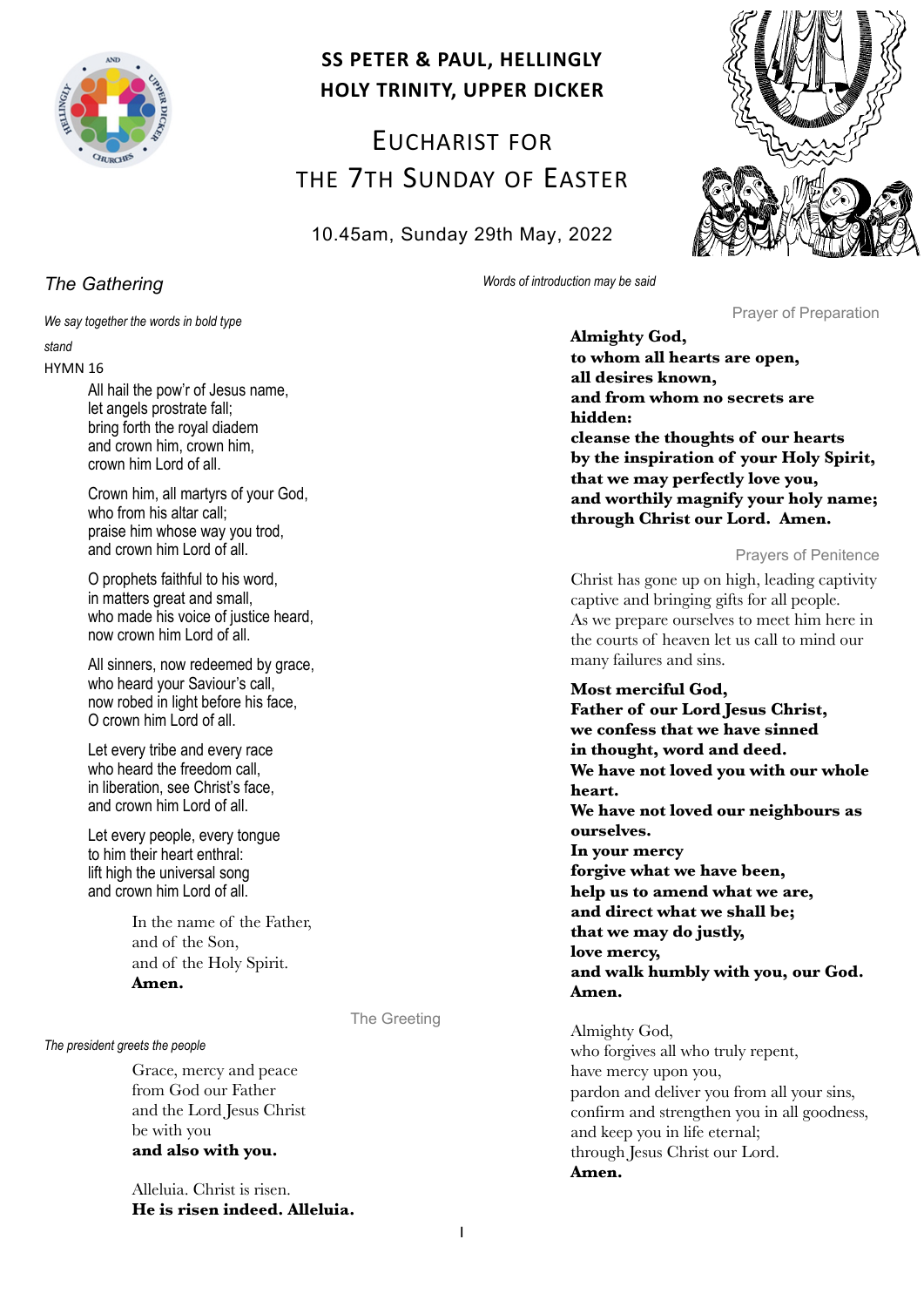# SS PETER & PAUL, HELLINGLY
# HOLY TRINITY, UPPER DICKER

## EUCHARIST FOR THE 7TH SUNDAY OF EASTER

10.45am, Sunday 29th May, 2022

## The Gathering

*We say together the words in bold type*

*stand*

HYMN 16

All hail the pow'r of Jesus name,
let angels prostrate fall;
bring forth the royal diadem
and crown him, crown him,
crown him Lord of all.

Crown him, all martyrs of your God,
who from his altar call;
praise him whose way you trod,
and crown him Lord of all.

O prophets faithful to his word,
in matters great and small,
who made his voice of justice heard,
now crown him Lord of all.

All sinners, now redeemed by grace,
who heard your Saviour's call,
now robed in light before his face,
O crown him Lord of all.

Let every tribe and every race
who heard the freedom call,
in liberation, see Christ's face,
and crown him Lord of all.

Let every people, every tongue
to him their heart enthral:
lift high the universal song
and crown him Lord of all.

In the name of the Father,
and of the Son,
and of the Holy Spirit.
**Amen.**

### The Greeting

*The president greets the people*

Grace, mercy and peace
from God our Father
and the Lord Jesus Christ
be with you
**and also with you.**

Alleluia. Christ is risen.
**He is risen indeed. Alleluia.**

*Words of introduction may be said*

### Prayer of Preparation

**Almighty God,
to whom all hearts are open,
all desires known,
and from whom no secrets are hidden:
cleanse the thoughts of our hearts
by the inspiration of your Holy Spirit,
that we may perfectly love you,
and worthily magnify your holy name;
through Christ our Lord. Amen.**

### Prayers of Penitence

Christ has gone up on high, leading captivity captive and bringing gifts for all people.
As we prepare ourselves to meet him here in the courts of heaven let us call to mind our many failures and sins.

**Most merciful God,
Father of our Lord Jesus Christ,
we confess that we have sinned
in thought, word and deed.
We have not loved you with our whole heart.
We have not loved our neighbours as ourselves.
In your mercy
forgive what we have been,
help us to amend what we are,
and direct what we shall be;
that we may do justly,
love mercy,
and walk humbly with you, our God.
Amen.**

Almighty God,
who forgives all who truly repent,
have mercy upon you,
pardon and deliver you from all your sins,
confirm and strengthen you in all goodness,
and keep you in life eternal;
through Jesus Christ our Lord.
**Amen.**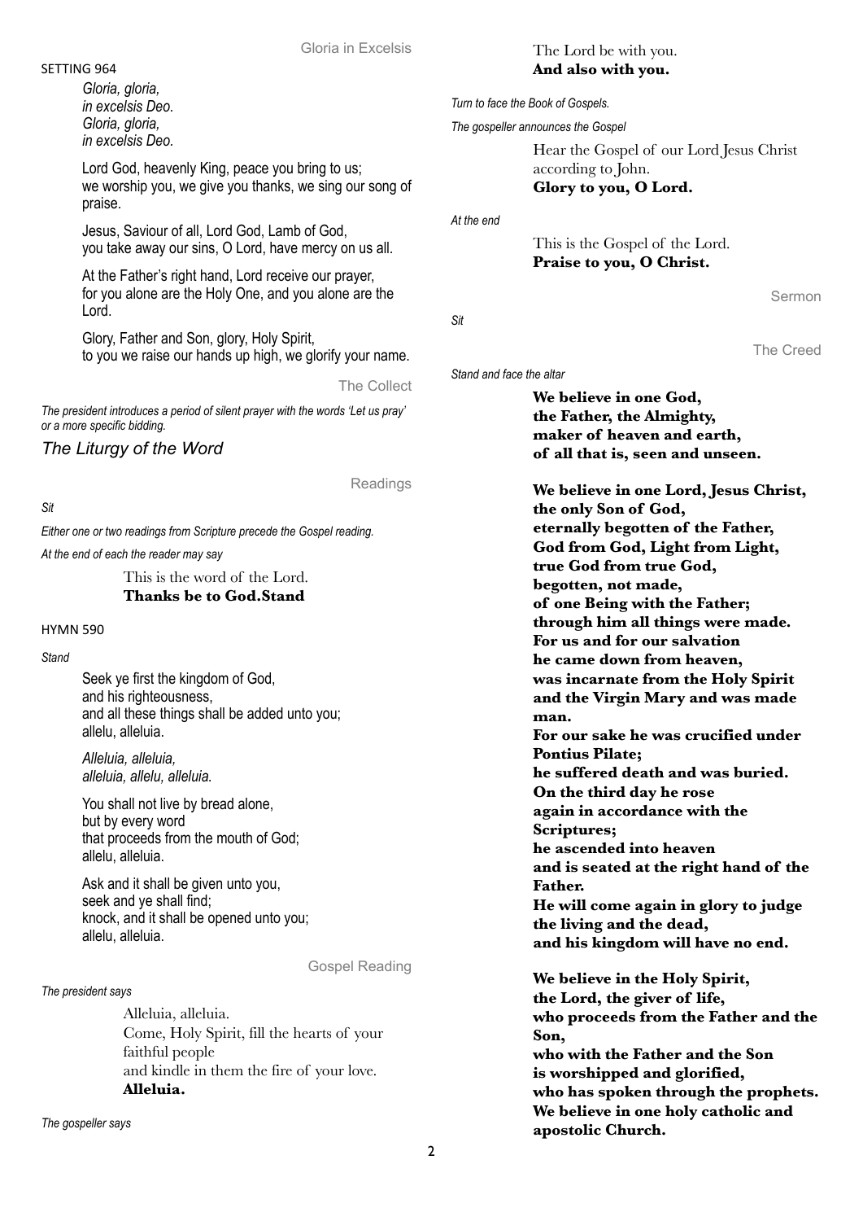### Gloria in Excelsis

SETTING 964

*Gloria, gloria,*
*in excelsis Deo.*
*Gloria, gloria,*
*in excelsis Deo.*

Lord God, heavenly King, peace you bring to us;
we worship you, we give you thanks, we sing our song of praise.

Jesus, Saviour of all, Lord God, Lamb of God,
you take away our sins, O Lord, have mercy on us all.

At the Father's right hand, Lord receive our prayer,
for you alone are the Holy One, and you alone are the Lord.

Glory, Father and Son, glory, Holy Spirit,
to you we raise our hands up high, we glorify your name.

### The Collect

*The president introduces a period of silent prayer with the words 'Let us pray' or a more specific bidding.*

## *The Liturgy of the Word*

### Readings

*Sit*

*Either one or two readings from Scripture precede the Gospel reading.*

*At the end of each the reader may say*

This is the word of the Lord.
**Thanks be to God.Stand**

HYMN 590

*Stand*

Seek ye first the kingdom of God,
and his righteousness,
and all these things shall be added unto you;
allelu, alleluia.

*Alleluia, alleluia,*
*alleluia, allelu, alleluia.*

You shall not live by bread alone,
but by every word
that proceeds from the mouth of God;
allelu, alleluia.

Ask and it shall be given unto you,
seek and ye shall find;
knock, and it shall be opened unto you;
allelu, alleluia.

### Gospel Reading

*The president says*

Alleluia, alleluia.
Come, Holy Spirit, fill the hearts of your faithful people
and kindle in them the fire of your love.
**Alleluia.**

*The gospeller says*

The Lord be with you.
**And also with you.**

*Turn to face the Book of Gospels.*

*The gospeller announces the Gospel*

Hear the Gospel of our Lord Jesus Christ according to John.
**Glory to you, O Lord.**

*At the end*

This is the Gospel of the Lord.
**Praise to you, O Christ.**

### Sermon

*Sit*

### The Creed

*Stand and face the altar*

**We believe in one God,**
**the Father, the Almighty,**
**maker of heaven and earth,**
**of all that is, seen and unseen.**

**We believe in one Lord, Jesus Christ,**
**the only Son of God,**
**eternally begotten of the Father,**
**God from God, Light from Light,**
**true God from true God,**
**begotten, not made,**
**of one Being with the Father;**
**through him all things were made.**
**For us and for our salvation**
**he came down from heaven,**
**was incarnate from the Holy Spirit**
**and the Virgin Mary and was made man.**
**For our sake he was crucified under Pontius Pilate;**
**he suffered death and was buried.**
**On the third day he rose**
**again in accordance with the Scriptures;**
**he ascended into heaven**
**and is seated at the right hand of the Father.**
**He will come again in glory to judge**
**the living and the dead,**
**and his kingdom will have no end.**

**We believe in the Holy Spirit,**
**the Lord, the giver of life,**
**who proceeds from the Father and the Son,**
**who with the Father and the Son**
**is worshipped and glorified,**
**who has spoken through the prophets.**
**We believe in one holy catholic and apostolic Church.**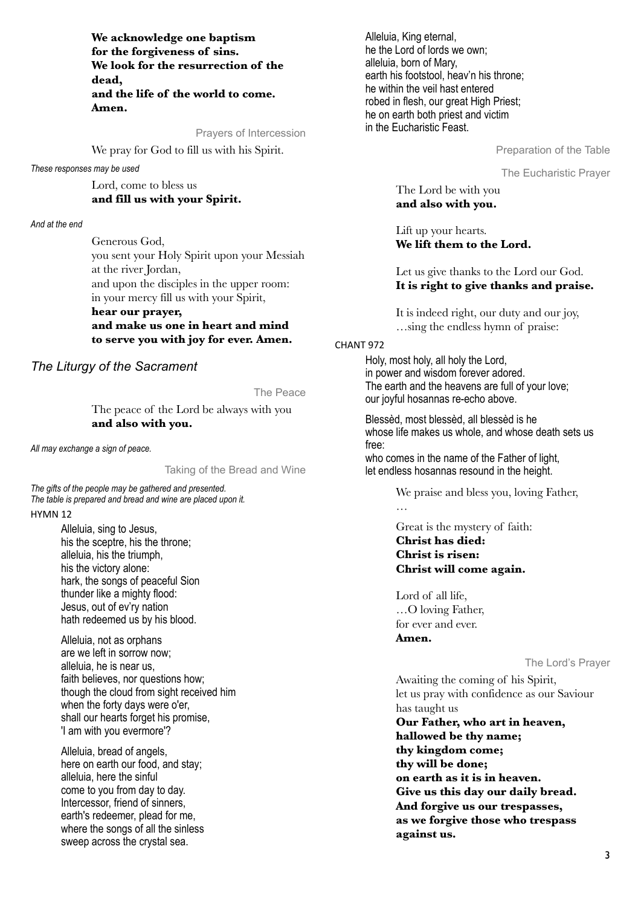**We acknowledge one baptism**
**for the forgiveness of sins.**
**We look for the resurrection of the dead,**
**and the life of the world to come.**
**Amen.**

### Prayers of Intercession

We pray for God to fill us with his Spirit.

*These responses may be used*

Lord, come to bless us
**and fill us with your Spirit.**

*And at the end*

Generous God,
you sent your Holy Spirit upon your Messiah
at the river Jordan,
and upon the disciples in the upper room:
in your mercy fill us with your Spirit,
**hear our prayer,**
**and make us one in heart and mind**
**to serve you with joy for ever. Amen.**

## *The Liturgy of the Sacrament*

### The Peace

The peace of the Lord be always with you
**and also with you.**

*All may exchange a sign of peace.*

### Taking of the Bread and Wine

*The gifts of the people may be gathered and presented.*
*The table is prepared and bread and wine are placed upon it.*

HYMN 12

Alleluia, sing to Jesus,
his the sceptre, his the throne;
alleluia, his the triumph,
his the victory alone:
hark, the songs of peaceful Sion
thunder like a mighty flood:
Jesus, out of ev'ry nation
hath redeemed us by his blood.

Alleluia, not as orphans
are we left in sorrow now;
alleluia, he is near us,
faith believes, nor questions how;
though the cloud from sight received him
when the forty days were o'er,
shall our hearts forget his promise,
'I am with you evermore'?

Alleluia, bread of angels,
here on earth our food, and stay;
alleluia, here the sinful
come to you from day to day.
Intercessor, friend of sinners,
earth's redeemer, plead for me,
where the songs of all the sinless
sweep across the crystal sea.

Alleluia, King eternal,
he the Lord of lords we own;
alleluia, born of Mary,
earth his footstool, heav'n his throne;
he within the veil hast entered
robed in flesh, our great High Priest;
he on earth both priest and victim
in the Eucharistic Feast.

### Preparation of the Table

### The Eucharistic Prayer

The Lord be with you
**and also with you.**

Lift up your hearts.
**We lift them to the Lord.**

Let us give thanks to the Lord our God.
**It is right to give thanks and praise.**

It is indeed right, our duty and our joy,
…sing the endless hymn of praise:

CHANT 972

Holy, most holy, all holy the Lord,
in power and wisdom forever adored.
The earth and the heavens are full of your love;
our joyful hosannas re-echo above.

Blessèd, most blessèd, all blessèd is he
whose life makes us whole, and whose death sets us free:
who comes in the name of the Father of light,
let endless hosannas resound in the height.

We praise and bless you, loving Father,
…

Great is the mystery of faith:
**Christ has died:**
**Christ is risen:**
**Christ will come again.**

Lord of all life,
…O loving Father,
for ever and ever.
**Amen.**

### The Lord's Prayer

Awaiting the coming of his Spirit,
let us pray with confidence as our Saviour has taught us
**Our Father, who art in heaven,**
**hallowed be thy name;**
**thy kingdom come;**
**thy will be done;**
**on earth as it is in heaven.**
**Give us this day our daily bread.**
**And forgive us our trespasses,**
**as we forgive those who trespass against us.**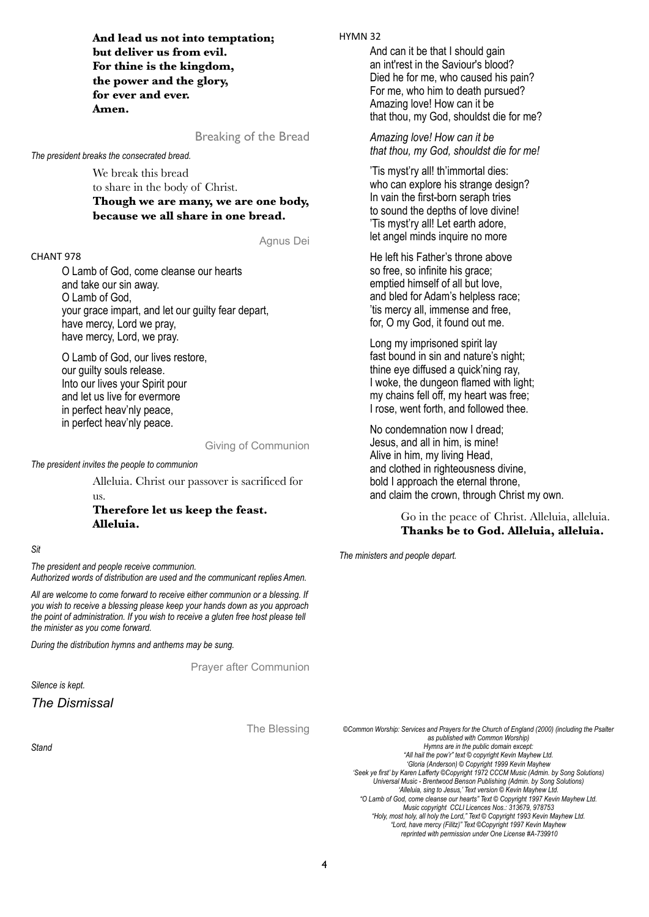**And lead us not into temptation;**
**but deliver us from evil.**
**For thine is the kingdom,**
**the power and the glory,**
**for ever and ever.**
**Amen.**

### Breaking of the Bread

*The president breaks the consecrated bread.*

We break this bread
to share in the body of Christ.
**Though we are many, we are one body,**
**because we all share in one bread.**

### Agnus Dei

CHANT 978

O Lamb of God, come cleanse our hearts
and take our sin away.
O Lamb of God,
your grace impart, and let our guilty fear depart,
have mercy, Lord we pray,
have mercy, Lord, we pray.

O Lamb of God, our lives restore,
our guilty souls release.
Into our lives your Spirit pour
and let us live for evermore
in perfect heav'nly peace,
in perfect heav'nly peace.

### Giving of Communion

*The president invites the people to communion*

Alleluia. Christ our passover is sacrificed for us.
**Therefore let us keep the feast.**
**Alleluia.**

*Sit*

*The president and people receive communion.*
*Authorized words of distribution are used and the communicant replies Amen.*

*All are welcome to come forward to receive either communion or a blessing. If you wish to receive a blessing please keep your hands down as you approach the point of administration. If you wish to receive a gluten free host please tell the minister as you come forward.*

*During the distribution hymns and anthems may be sung.*

### Prayer after Communion

*Silence is kept.*

## *The Dismissal*

### The Blessing

*Stand*

HYMN 32

And can it be that I should gain
an int'rest in the Saviour's blood?
Died he for me, who caused his pain?
For me, who him to death pursued?
Amazing love! How can it be
that thou, my God, shouldst die for me?

*Amazing love! How can it be*
*that thou, my God, shouldst die for me!*

'Tis myst'ry all! th'immortal dies:
who can explore his strange design?
In vain the first-born seraph tries
to sound the depths of love divine!
'Tis myst'ry all! Let earth adore,
let angel minds inquire no more

He left his Father's throne above
so free, so infinite his grace;
emptied himself of all but love,
and bled for Adam's helpless race;
'tis mercy all, immense and free,
for, O my God, it found out me.

Long my imprisoned spirit lay
fast bound in sin and nature's night;
thine eye diffused a quick'ning ray,
I woke, the dungeon flamed with light;
my chains fell off, my heart was free;
I rose, went forth, and followed thee.

No condemnation now I dread;
Jesus, and all in him, is mine!
Alive in him, my living Head,
and clothed in righteousness divine,
bold I approach the eternal throne,
and claim the crown, through Christ my own.

Go in the peace of Christ. Alleluia, alleluia.
**Thanks be to God. Alleluia, alleluia.**

*The ministers and people depart.*

*©Common Worship: Services and Prayers for the Church of England (2000) (including the Psalter as published with Common Worship)*
*Hymns are in the public domain except:*
*"All hail the pow'r" text © copyright Kevin Mayhew Ltd.*
*'Gloria (Anderson) © Copyright 1999 Kevin Mayhew*
*'Seek ye first' by Karen Lafferty ©Copyright 1972 CCCM Music (Admin. by Song Solutions)*
*Universal Music - Brentwood Benson Publishing (Admin. by Song Solutions)*
*'Alleluia, sing to Jesus,' Text version © Kevin Mayhew Ltd.*
*"O Lamb of God, come cleanse our hearts" Text © Copyright 1997 Kevin Mayhew Ltd.*
*Music copyright CCLI Licences Nos.: 313679, 978753*
*"Holy, most holy, all holy the Lord," Text © Copyright 1993 Kevin Mayhew Ltd.*
*"Lord, have mercy (Filitz)" Text ©Copyright 1997 Kevin Mayhew*
*reprinted with permission under One License #A-739910*